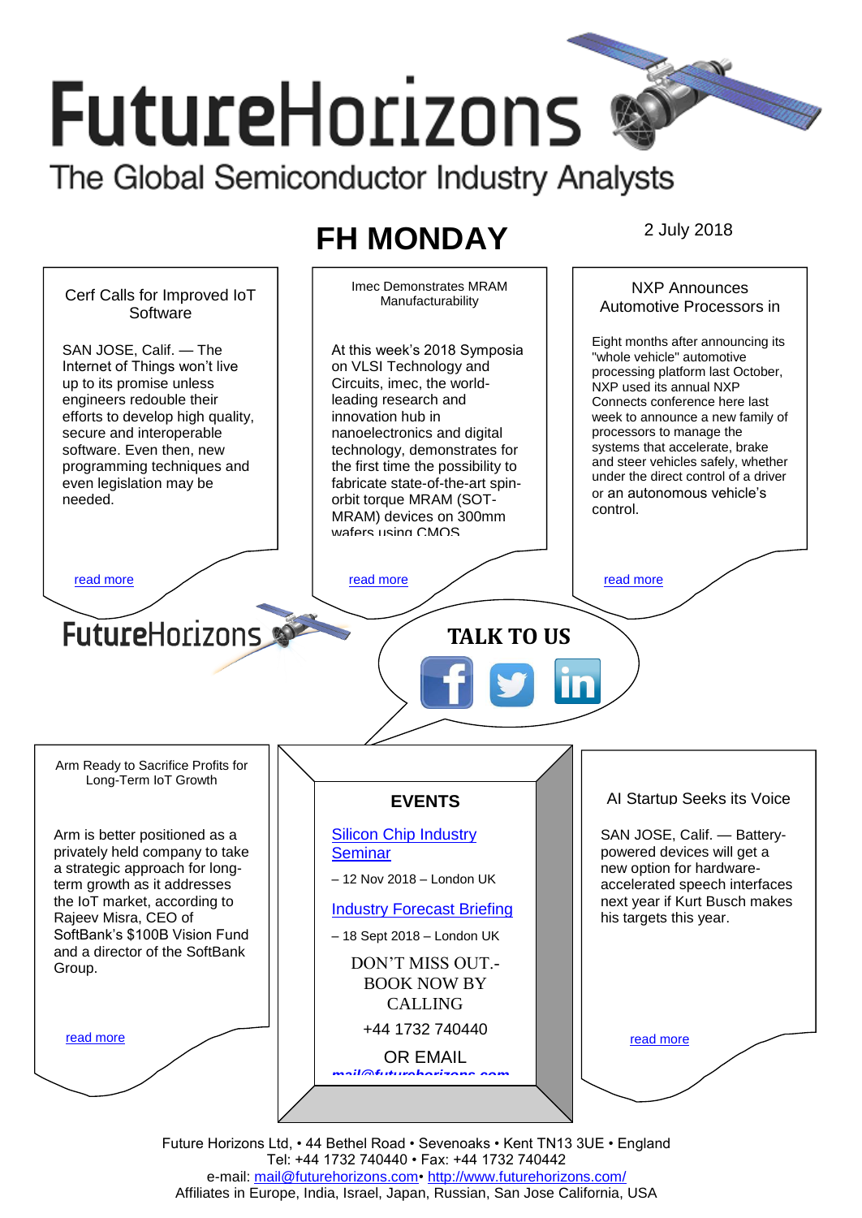# FutureHorizons

The Global Semiconductor Industry Analysts

## FH MONDAY

2 July 2018

### Cerf Calls for Improved IoT Software

SAN JOSE, Calif. — The Internet of Things won't live up to its promise unless engineers redouble their efforts to develop high quality, secure and interoperable software. Even then, new programming techniques and even legislation may be needed.

read more

### Imec Demonstrates MRAM Manufacturability

At this week's 2018 Symposia on VLSI Technology and Circuits, imec, the world-leading research and innovation hub in nanoelectronics and digital technology, demonstrates for the first time the possibility to fabricate state-of-the-art spin-orbit torque MRAM (SOT-MRAM) devices on 300mm wafers using CMOS

read more

### NXP Announces Automotive Processors in

Eight months after announcing its "whole vehicle" automotive processing platform last October, NXP used its annual NXP Connects conference here last week to announce a new family of processors to manage the systems that accelerate, brake and steer vehicles safely, whether under the direct control of a driver or an autonomous vehicle's control.

read more

FutureHorizons

**TALK TO US**

### Arm Ready to Sacrifice Profits for Long-Term IoT Growth

Arm is better positioned as a privately held company to take a strategic approach for long-term growth as it addresses the IoT market, according to Rajeev Misra, CEO of SoftBank's $100B Vision Fund and a director of the SoftBank Group.

read more

### EVENTS

Silicon Chip Industry Seminar

– 12 Nov 2018 – London UK

Industry Forecast Briefing

– 18 Sept 2018 – London UK

DON'T MISS OUT.- BOOK NOW BY CALLING

+44 1732 740440

OR EMAIL

mail@futurehorizons.com

### AI Startup Seeks its Voice

SAN JOSE, Calif. — Battery-powered devices will get a new option for hardware-accelerated speech interfaces next year if Kurt Busch makes his targets this year.

read more

Future Horizons Ltd, • 44 Bethel Road • Sevenoaks • Kent TN13 3UE • England
Tel: +44 1732 740440 • Fax: +44 1732 740442
e-mail: mail@futurehorizons.com• http://www.futurehorizons.com/
Affiliates in Europe, India, Israel, Japan, Russian, San Jose California, USA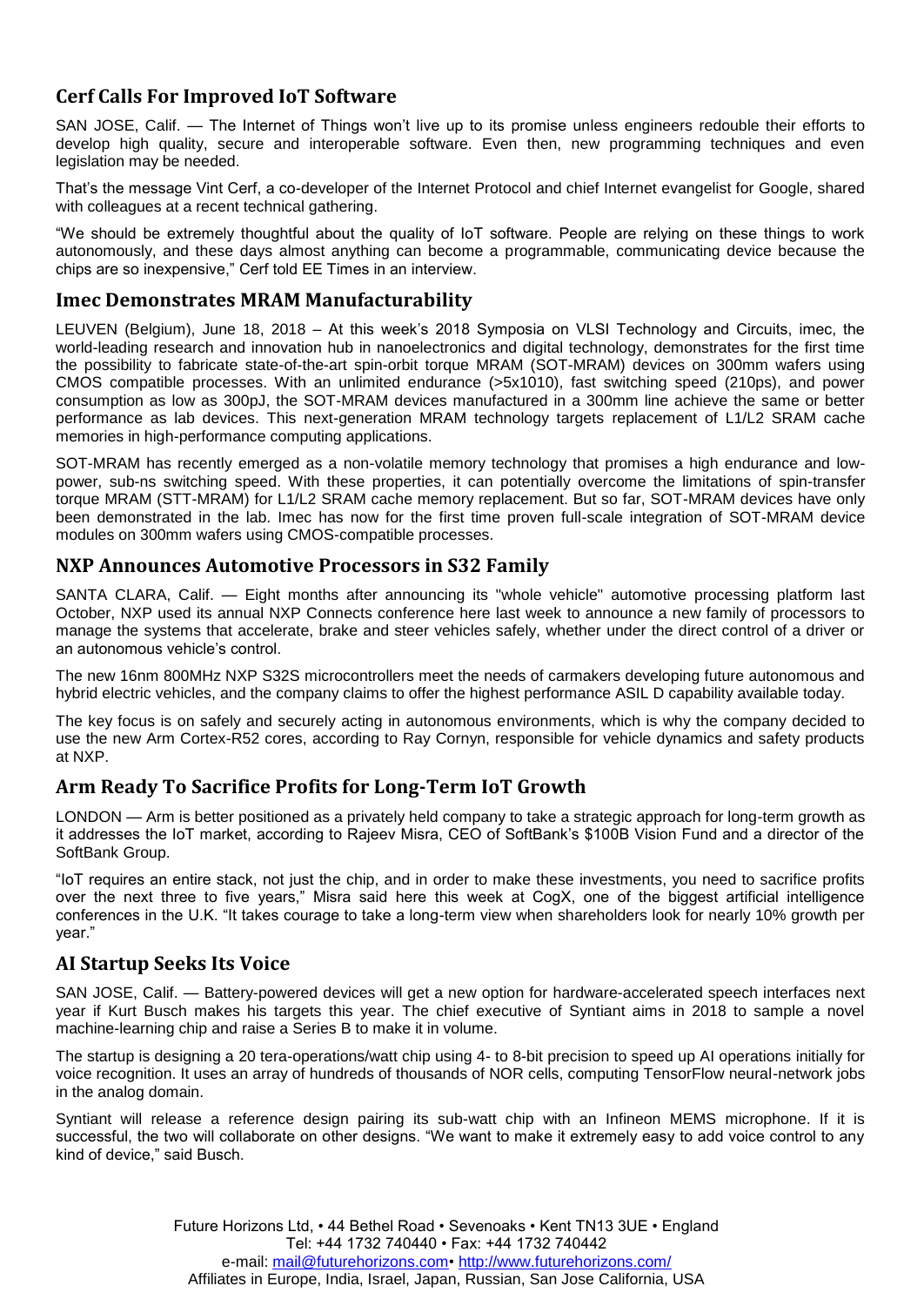## Cerf Calls For Improved IoT Software

SAN JOSE, Calif. — The Internet of Things won't live up to its promise unless engineers redouble their efforts to develop high quality, secure and interoperable software. Even then, new programming techniques and even legislation may be needed.

That's the message Vint Cerf, a co-developer of the Internet Protocol and chief Internet evangelist for Google, shared with colleagues at a recent technical gathering.

"We should be extremely thoughtful about the quality of IoT software. People are relying on these things to work autonomously, and these days almost anything can become a programmable, communicating device because the chips are so inexpensive," Cerf told EE Times in an interview.

## Imec Demonstrates MRAM Manufacturability

LEUVEN (Belgium), June 18, 2018 – At this week's 2018 Symposia on VLSI Technology and Circuits, imec, the world-leading research and innovation hub in nanoelectronics and digital technology, demonstrates for the first time the possibility to fabricate state-of-the-art spin-orbit torque MRAM (SOT-MRAM) devices on 300mm wafers using CMOS compatible processes. With an unlimited endurance (>5x1010), fast switching speed (210ps), and power consumption as low as 300pJ, the SOT-MRAM devices manufactured in a 300mm line achieve the same or better performance as lab devices. This next-generation MRAM technology targets replacement of L1/L2 SRAM cache memories in high-performance computing applications.

SOT-MRAM has recently emerged as a non-volatile memory technology that promises a high endurance and low-power, sub-ns switching speed. With these properties, it can potentially overcome the limitations of spin-transfer torque MRAM (STT-MRAM) for L1/L2 SRAM cache memory replacement. But so far, SOT-MRAM devices have only been demonstrated in the lab. Imec has now for the first time proven full-scale integration of SOT-MRAM device modules on 300mm wafers using CMOS-compatible processes.

## NXP Announces Automotive Processors in S32 Family

SANTA CLARA, Calif. — Eight months after announcing its "whole vehicle" automotive processing platform last October, NXP used its annual NXP Connects conference here last week to announce a new family of processors to manage the systems that accelerate, brake and steer vehicles safely, whether under the direct control of a driver or an autonomous vehicle's control.

The new 16nm 800MHz NXP S32S microcontrollers meet the needs of carmakers developing future autonomous and hybrid electric vehicles, and the company claims to offer the highest performance ASIL D capability available today.

The key focus is on safely and securely acting in autonomous environments, which is why the company decided to use the new Arm Cortex-R52 cores, according to Ray Cornyn, responsible for vehicle dynamics and safety products at NXP.

## Arm Ready To Sacrifice Profits for Long-Term IoT Growth

LONDON — Arm is better positioned as a privately held company to take a strategic approach for long-term growth as it addresses the IoT market, according to Rajeev Misra, CEO of SoftBank's $100B Vision Fund and a director of the SoftBank Group.

"IoT requires an entire stack, not just the chip, and in order to make these investments, you need to sacrifice profits over the next three to five years," Misra said here this week at CogX, one of the biggest artificial intelligence conferences in the U.K. "It takes courage to take a long-term view when shareholders look for nearly 10% growth per year."

## AI Startup Seeks Its Voice

SAN JOSE, Calif. — Battery-powered devices will get a new option for hardware-accelerated speech interfaces next year if Kurt Busch makes his targets this year. The chief executive of Syntiant aims in 2018 to sample a novel machine-learning chip and raise a Series B to make it in volume.

The startup is designing a 20 tera-operations/watt chip using 4- to 8-bit precision to speed up AI operations initially for voice recognition. It uses an array of hundreds of thousands of NOR cells, computing TensorFlow neural-network jobs in the analog domain.

Syntiant will release a reference design pairing its sub-watt chip with an Infineon MEMS microphone. If it is successful, the two will collaborate on other designs. "We want to make it extremely easy to add voice control to any kind of device," said Busch.

Future Horizons Ltd, • 44 Bethel Road • Sevenoaks • Kent TN13 3UE • England
Tel: +44 1732 740440 • Fax: +44 1732 740442
e-mail: mail@futurehorizons.com• http://www.futurehorizons.com/
Affiliates in Europe, India, Israel, Japan, Russian, San Jose California, USA